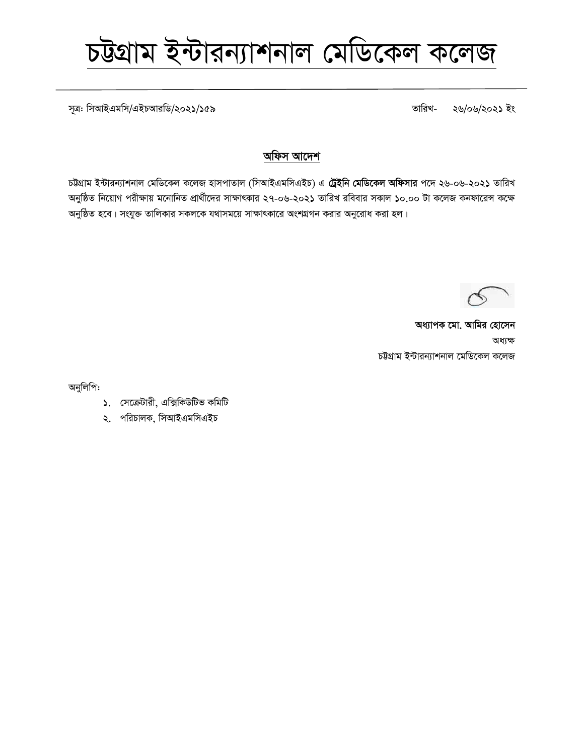# চট্টগ্রাম ইন্টারন্যাশনাল মেডিকেল কলেজ

সূত্রঃ সিআইএমসি/এইচআরডি/২০২১/১৫৯ তারিখ- ২৬/০৬/২০২১ ইং

## অফিস আদেশ

চট্টগ্রাম ইন্টারন্যাশনাল মেডিকেল কলেজ হাসপাতাল (সিআইএমসিএইচ) এ **ট্রেইনি মেডিকেল অফিসার** পদে ২৬-০৬-২০২১ তারিখ অনুষ্ঠিত নিয়োগ পরীক্ষায় মনোনিত প্রার্থীদের সাক্ষাৎকার ২৭-০৬-২০২১ তারিখ রবিবার সকাল ১০.০০ টা কলেজ কনফারেন্স কক্ষে অনুষ্ঠিত হবে। সংযুক্ত তালিকার সকলকে যথাসময়ে সাক্ষাৎকারে অংশগ্রগন করার অনুরোধ করা হল।

**অধ্যাপক মো. আমির হোসেন**
অধ্যক্ষ
চট্টগ্রাম ইন্টারন্যাশনাল মেডিকেল কলেজ

অনুলিপিঃ

১. সেক্রেটারী, এক্সিকিউটিভ কমিটি
২. পরিচালক, সিআইএমসিএইচ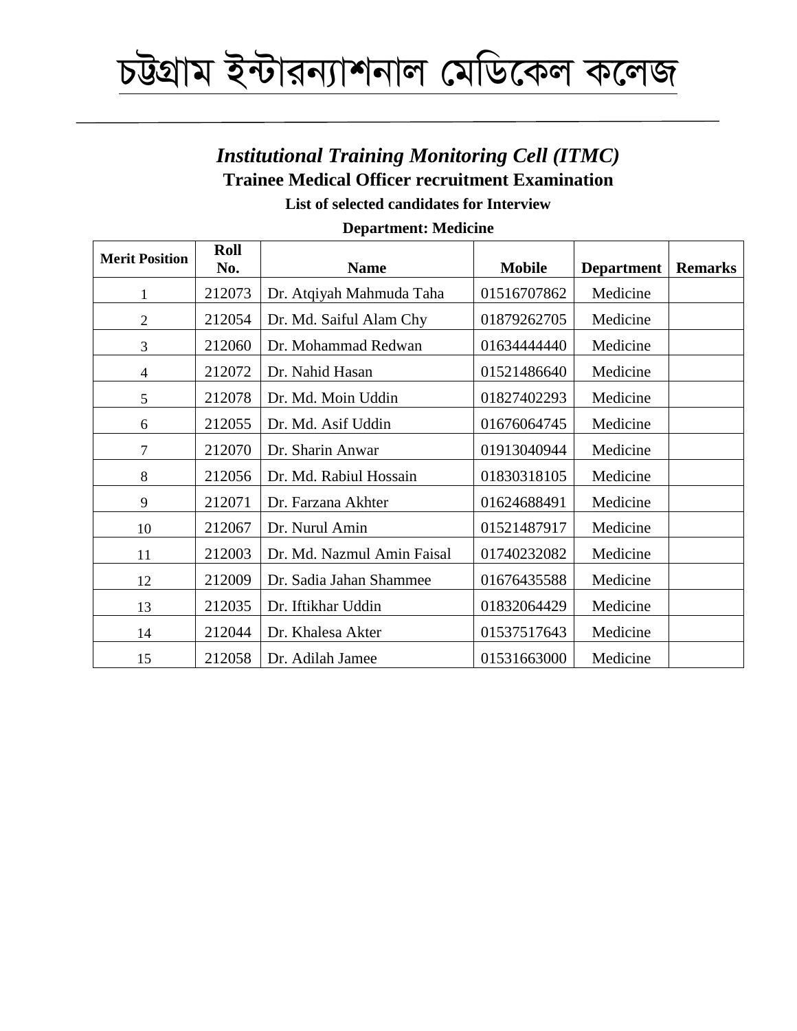# চট্টগ্রাম ইন্টারন্যাশনাল মেডিকেল কলেজ

## *Institutional Training Monitoring Cell (ITMC)*

### Trainee Medical Officer recruitment Examination

**List of selected candidates for Interview**

**Department: Medicine**

| Merit Position | Roll No. | Name | Mobile | Department | Remarks |
|---|---|---|---|---|---|
| 1 | 212073 | Dr. Atqiyah Mahmuda Taha | 01516707862 | Medicine | |
| 2 | 212054 | Dr. Md. Saiful Alam Chy | 01879262705 | Medicine | |
| 3 | 212060 | Dr. Mohammad Redwan | 01634444440 | Medicine | |
| 4 | 212072 | Dr. Nahid Hasan | 01521486640 | Medicine | |
| 5 | 212078 | Dr. Md. Moin Uddin | 01827402293 | Medicine | |
| 6 | 212055 | Dr. Md. Asif Uddin | 01676064745 | Medicine | |
| 7 | 212070 | Dr. Sharin Anwar | 01913040944 | Medicine | |
| 8 | 212056 | Dr. Md. Rabiul Hossain | 01830318105 | Medicine | |
| 9 | 212071 | Dr. Farzana Akhter | 01624688491 | Medicine | |
| 10 | 212067 | Dr. Nurul Amin | 01521487917 | Medicine | |
| 11 | 212003 | Dr. Md. Nazmul Amin Faisal | 01740232082 | Medicine | |
| 12 | 212009 | Dr. Sadia Jahan Shammee | 01676435588 | Medicine | |
| 13 | 212035 | Dr. Iftikhar Uddin | 01832064429 | Medicine | |
| 14 | 212044 | Dr. Khalesa Akter | 01537517643 | Medicine | |
| 15 | 212058 | Dr. Adilah Jamee | 01531663000 | Medicine | |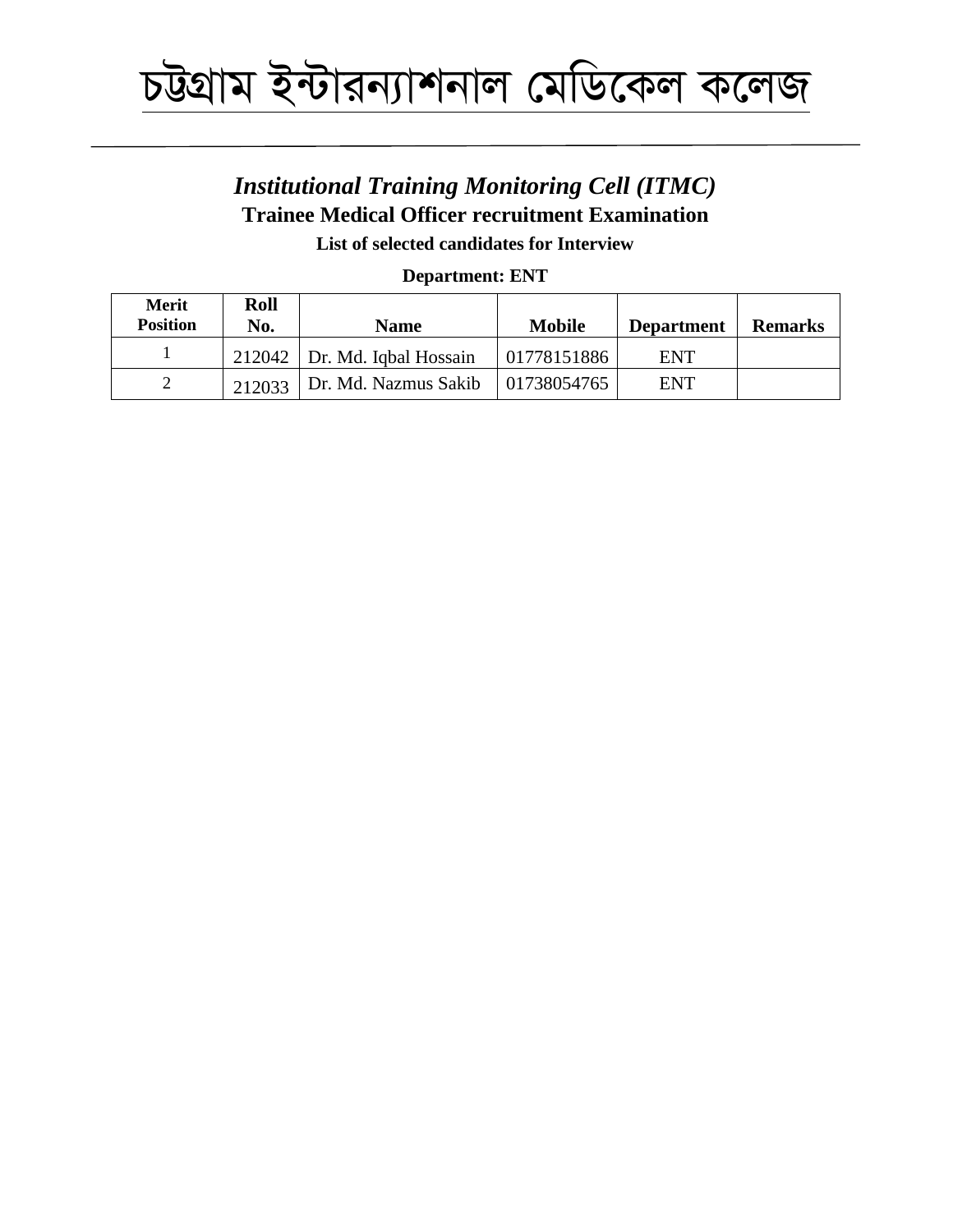# চট্টগ্রাম ইন্টারন্যাশনাল মেডিকেল কলেজ

## *Institutional Training Monitoring Cell (ITMC)*

### Trainee Medical Officer recruitment Examination

**List of selected candidates for Interview**

**Department: ENT**

| Merit Position | Roll No. | Name | Mobile | Department | Remarks |
|---|---|---|---|---|---|
| 1 | 212042 | Dr. Md. Iqbal Hossain | 01778151886 | ENT | |
| 2 | 212033 | Dr. Md. Nazmus Sakib | 01738054765 | ENT | |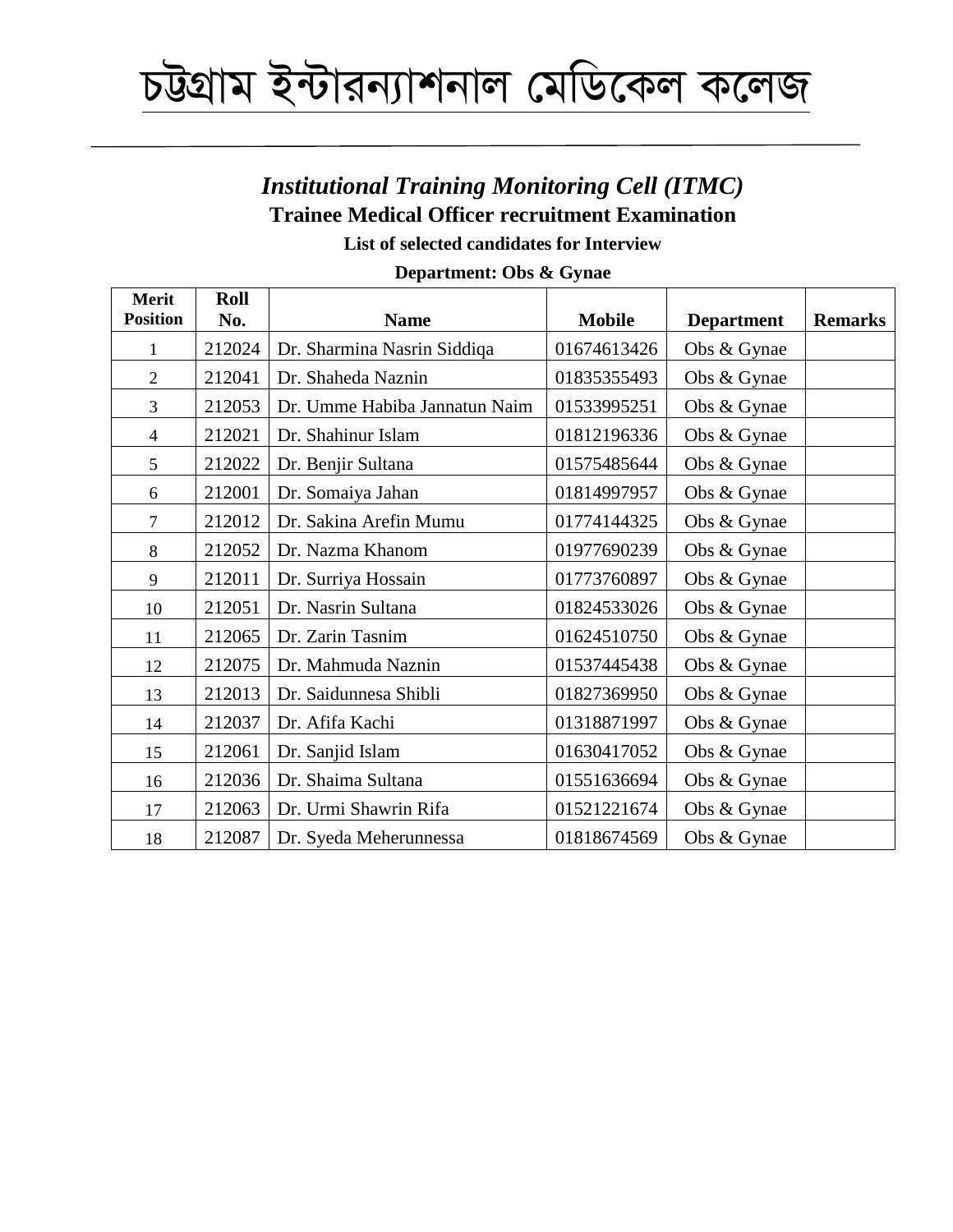# চট্টগ্রাম ইন্টারন্যাশনাল মেডিকেল কলেজ

---

## *Institutional Training Monitoring Cell (ITMC)*

### Trainee Medical Officer recruitment Examination

**List of selected candidates for Interview**

**Department: Obs & Gynae**

| Merit Position | Roll No. | Name | Mobile | Department | Remarks |
|---|---|---|---|---|---|
| 1 | 212024 | Dr. Sharmina Nasrin Siddiqa | 01674613426 | Obs & Gynae | |
| 2 | 212041 | Dr. Shaheda Naznin | 01835355493 | Obs & Gynae | |
| 3 | 212053 | Dr. Umme Habiba Jannatun Naim | 01533995251 | Obs & Gynae | |
| 4 | 212021 | Dr. Shahinur Islam | 01812196336 | Obs & Gynae | |
| 5 | 212022 | Dr. Benjir Sultana | 01575485644 | Obs & Gynae | |
| 6 | 212001 | Dr. Somaiya Jahan | 01814997957 | Obs & Gynae | |
| 7 | 212012 | Dr. Sakina Arefin Mumu | 01774144325 | Obs & Gynae | |
| 8 | 212052 | Dr. Nazma Khanom | 01977690239 | Obs & Gynae | |
| 9 | 212011 | Dr. Surriya Hossain | 01773760897 | Obs & Gynae | |
| 10 | 212051 | Dr. Nasrin Sultana | 01824533026 | Obs & Gynae | |
| 11 | 212065 | Dr. Zarin Tasnim | 01624510750 | Obs & Gynae | |
| 12 | 212075 | Dr. Mahmuda Naznin | 01537445438 | Obs & Gynae | |
| 13 | 212013 | Dr. Saidunnesa Shibli | 01827369950 | Obs & Gynae | |
| 14 | 212037 | Dr. Afifa Kachi | 01318871997 | Obs & Gynae | |
| 15 | 212061 | Dr. Sanjid Islam | 01630417052 | Obs & Gynae | |
| 16 | 212036 | Dr. Shaima Sultana | 01551636694 | Obs & Gynae | |
| 17 | 212063 | Dr. Urmi Shawrin Rifa | 01521221674 | Obs & Gynae | |
| 18 | 212087 | Dr. Syeda Meherunnessa | 01818674569 | Obs & Gynae | |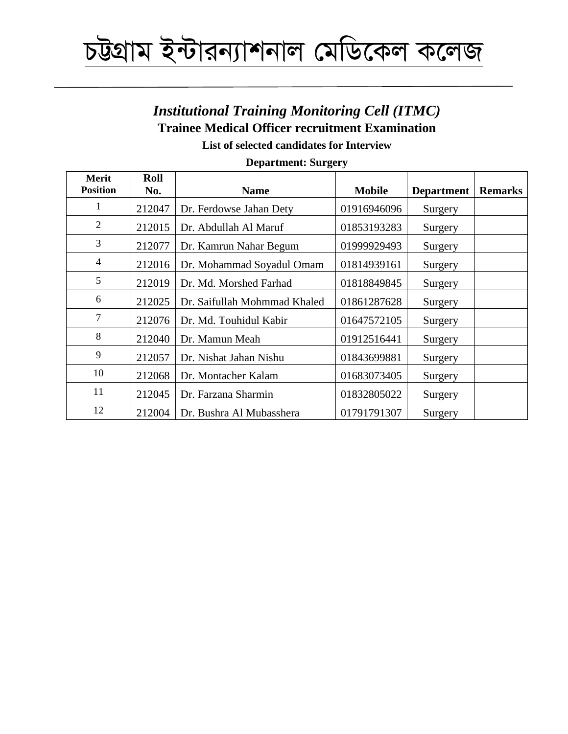# চট্টগ্রাম ইন্টারন্যাশনাল মেডিকেল কলেজ

## *Institutional Training Monitoring Cell (ITMC)*

### Trainee Medical Officer recruitment Examination

**List of selected candidates for Interview**

**Department: Surgery**

| Merit Position | Roll No. | Name | Mobile | Department | Remarks |
|---|---|---|---|---|---|
| 1 | 212047 | Dr. Ferdowse Jahan Dety | 01916946096 | Surgery | |
| 2 | 212015 | Dr. Abdullah Al Maruf | 01853193283 | Surgery | |
| 3 | 212077 | Dr. Kamrun Nahar Begum | 01999929493 | Surgery | |
| 4 | 212016 | Dr. Mohammad Soyadul Omam | 01814939161 | Surgery | |
| 5 | 212019 | Dr. Md. Morshed Farhad | 01818849845 | Surgery | |
| 6 | 212025 | Dr. Saifullah Mohmmad Khaled | 01861287628 | Surgery | |
| 7 | 212076 | Dr. Md. Touhidul Kabir | 01647572105 | Surgery | |
| 8 | 212040 | Dr. Mamun Meah | 01912516441 | Surgery | |
| 9 | 212057 | Dr. Nishat Jahan Nishu | 01843699881 | Surgery | |
| 10 | 212068 | Dr. Montacher Kalam | 01683073405 | Surgery | |
| 11 | 212045 | Dr. Farzana Sharmin | 01832805022 | Surgery | |
| 12 | 212004 | Dr. Bushra Al Mubasshera | 01791791307 | Surgery | |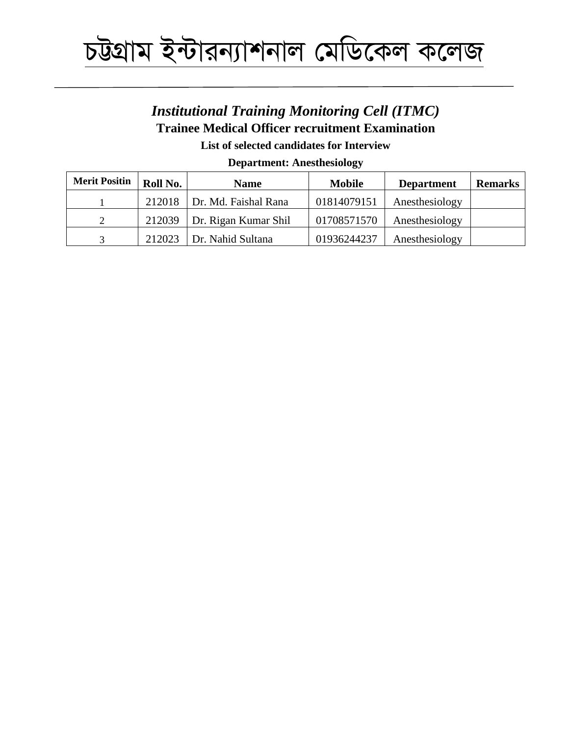# চট্টগ্রাম ইন্টারন্যাশনাল মেডিকেল কলেজ

## *Institutional Training Monitoring Cell (ITMC)*

### Trainee Medical Officer recruitment Examination

**List of selected candidates for Interview**

**Department: Anesthesiology**

| Merit Positin | Roll No. | Name | Mobile | Department | Remarks |
|---|---|---|---|---|---|
| 1 | 212018 | Dr. Md. Faishal Rana | 01814079151 | Anesthesiology | |
| 2 | 212039 | Dr. Rigan Kumar Shil | 01708571570 | Anesthesiology | |
| 3 | 212023 | Dr. Nahid Sultana | 01936244237 | Anesthesiology | |